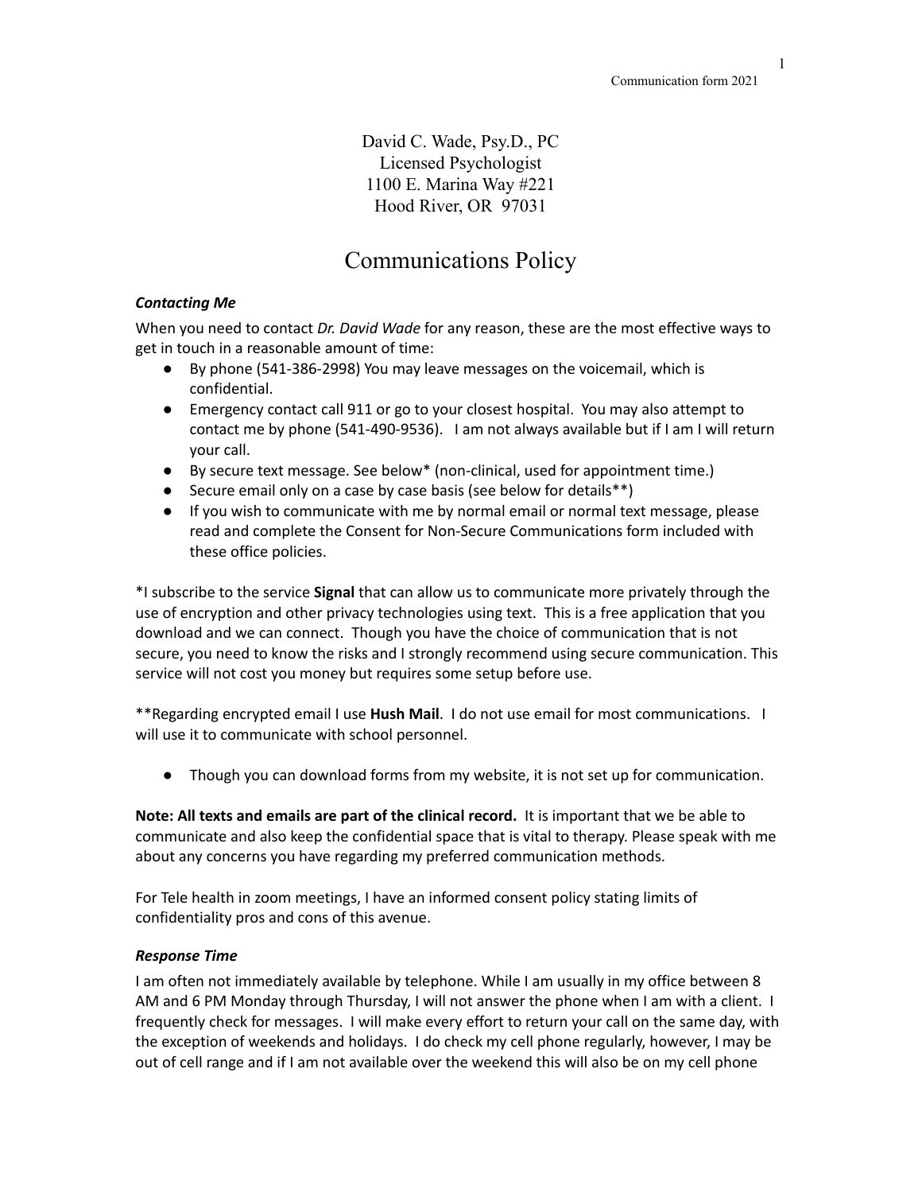David C. Wade, Psy.D., PC
Licensed Psychologist
1100 E. Marina Way #221
Hood River, OR 97031

# Communications Policy

### *Contacting Me*

When you need to contact *Dr. David Wade* for any reason, these are the most effective ways to get in touch in a reasonable amount of time:

- By phone (541-386-2998) You may leave messages on the voicemail, which is confidential.
- Emergency contact call 911 or go to your closest hospital. You may also attempt to contact me by phone (541-490-9536). I am not always available but if I am I will return your call.
- By secure text message. See below* (non-clinical, used for appointment time.)
- Secure email only on a case by case basis (see below for details**)
- If you wish to communicate with me by normal email or normal text message, please read and complete the Consent for Non-Secure Communications form included with these office policies.

*I subscribe to the service **Signal** that can allow us to communicate more privately through the use of encryption and other privacy technologies using text. This is a free application that you download and we can connect. Though you have the choice of communication that is not secure, you need to know the risks and I strongly recommend using secure communication. This service will not cost you money but requires some setup before use.

**Regarding encrypted email I use **Hush Mail**. I do not use email for most communications. I will use it to communicate with school personnel.

- Though you can download forms from my website, it is not set up for communication.

**Note: All texts and emails are part of the clinical record.** It is important that we be able to communicate and also keep the confidential space that is vital to therapy. Please speak with me about any concerns you have regarding my preferred communication methods.

For Tele health in zoom meetings, I have an informed consent policy stating limits of confidentiality pros and cons of this avenue.

### *Response Time*

I am often not immediately available by telephone. While I am usually in my office between 8 AM and 6 PM Monday through Thursday, I will not answer the phone when I am with a client. I frequently check for messages. I will make every effort to return your call on the same day, with the exception of weekends and holidays. I do check my cell phone regularly, however, I may be out of cell range and if I am not available over the weekend this will also be on my cell phone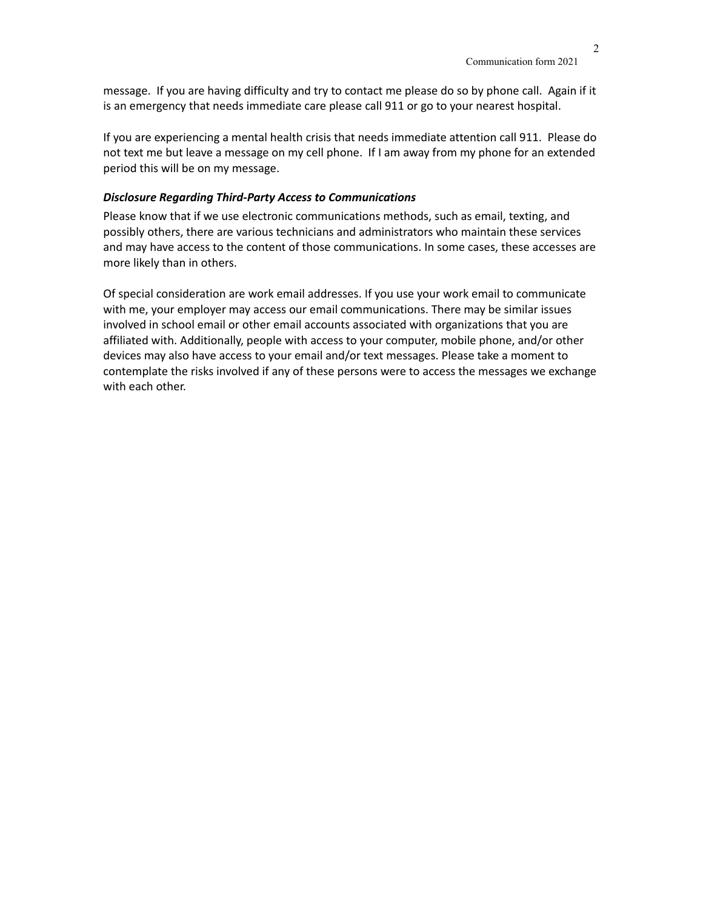message.  If you are having difficulty and try to contact me please do so by phone call.  Again if it is an emergency that needs immediate care please call 911 or go to your nearest hospital.

If you are experiencing a mental health crisis that needs immediate attention call 911.  Please do not text me but leave a message on my cell phone.  If I am away from my phone for an extended period this will be on my message.

***Disclosure Regarding Third-Party Access to Communications***

Please know that if we use electronic communications methods, such as email, texting, and possibly others, there are various technicians and administrators who maintain these services and may have access to the content of those communications. In some cases, these accesses are more likely than in others.

Of special consideration are work email addresses. If you use your work email to communicate with me, your employer may access our email communications. There may be similar issues involved in school email or other email accounts associated with organizations that you are affiliated with. Additionally, people with access to your computer, mobile phone, and/or other devices may also have access to your email and/or text messages. Please take a moment to contemplate the risks involved if any of these persons were to access the messages we exchange with each other.